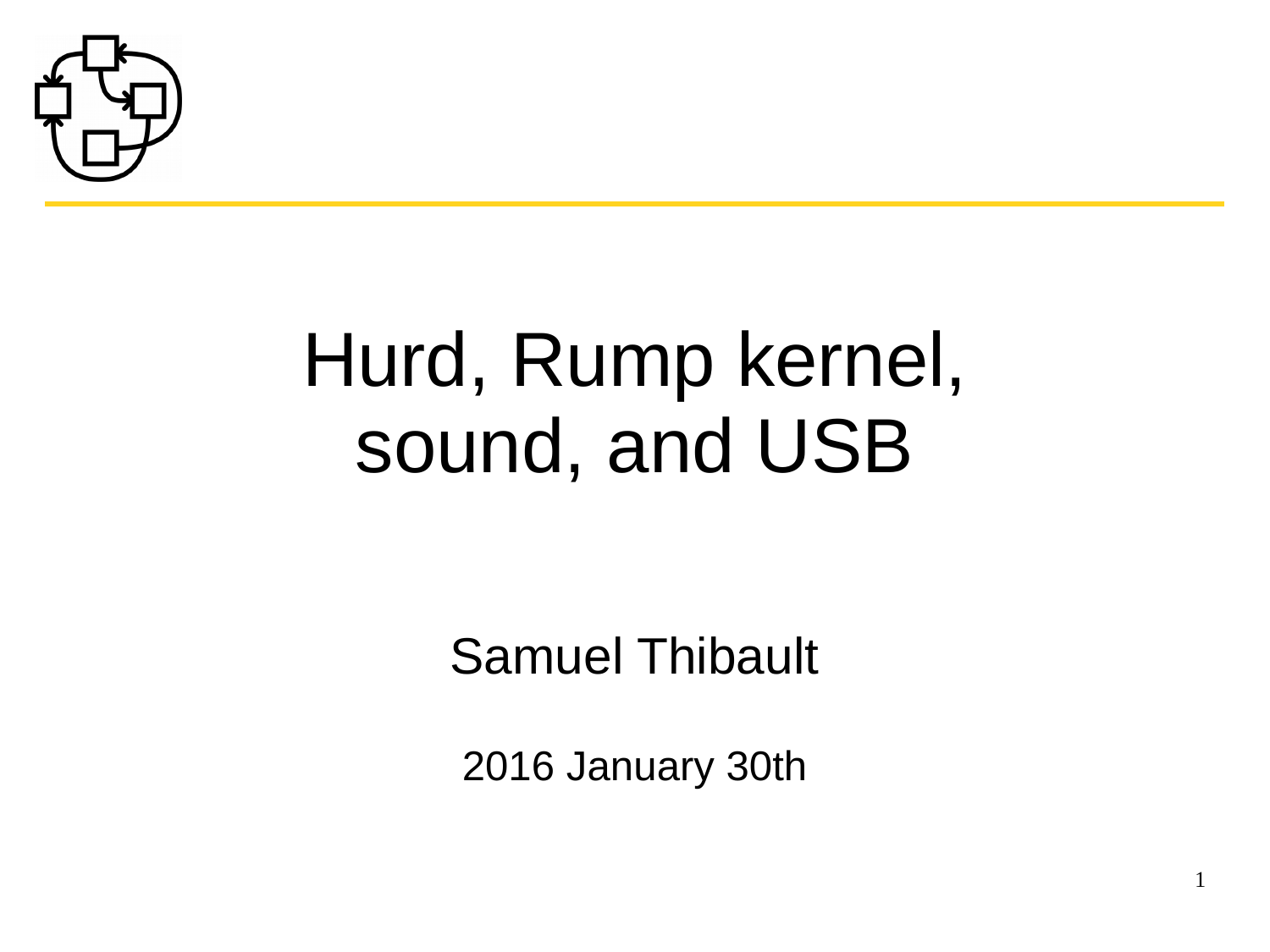# Hurd, Rump kernel, sound, and USB

Samuel Thibault

2016 January 30th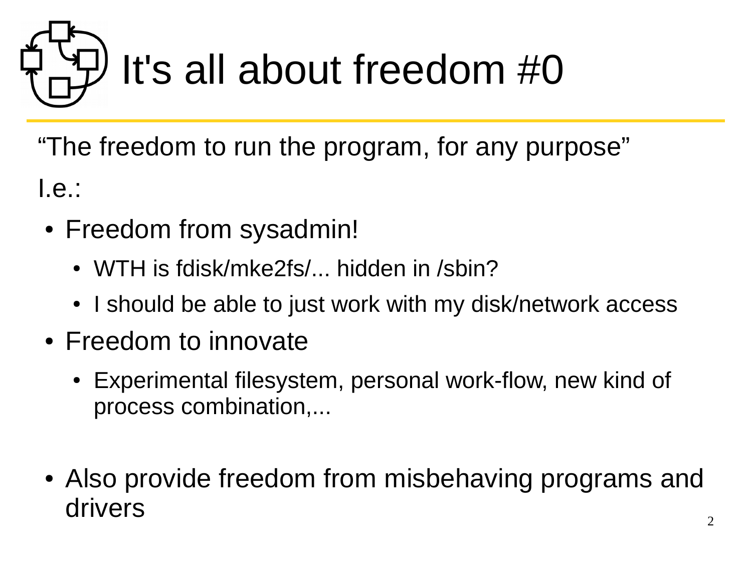# It's all about freedom #0

"The freedom to run the program, for any purpose"

I.e.:

- Freedom from sysadmin!
  - WTH is fdisk/mke2fs/... hidden in /sbin?
  - I should be able to just work with my disk/network access
- Freedom to innovate
  - Experimental filesystem, personal work-flow, new kind of process combination,...

- Also provide freedom from misbehaving programs and drivers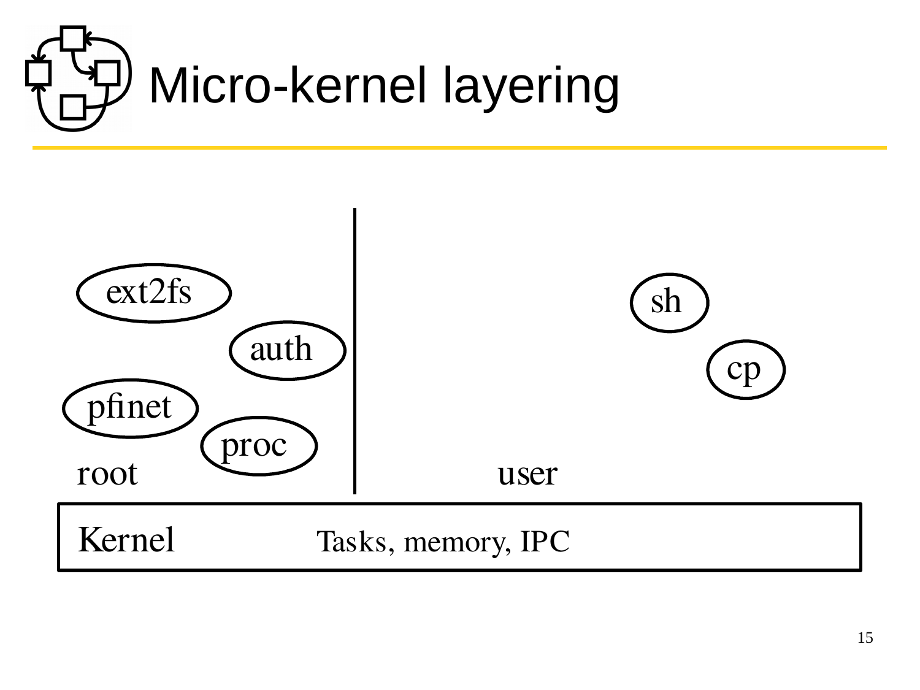# Micro-kernel layering

ext2fs

auth

pfinet

proc

root

sh

cp

user

Kernel Tasks, memory, IPC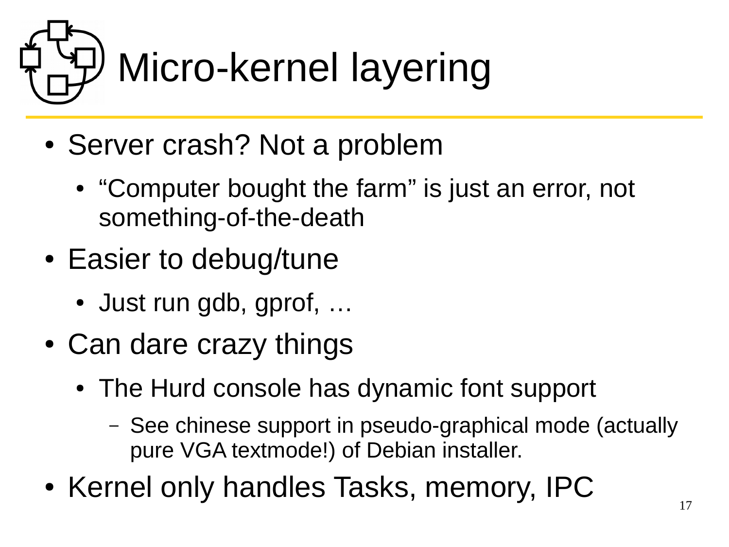# Micro-kernel layering

- Server crash? Not a problem
  - “Computer bought the farm” is just an error, not something-of-the-death
- Easier to debug/tune
  - Just run gdb, gprof, …
- Can dare crazy things
  - The Hurd console has dynamic font support
    - See chinese support in pseudo-graphical mode (actually pure VGA textmode!) of Debian installer.
- Kernel only handles Tasks, memory, IPC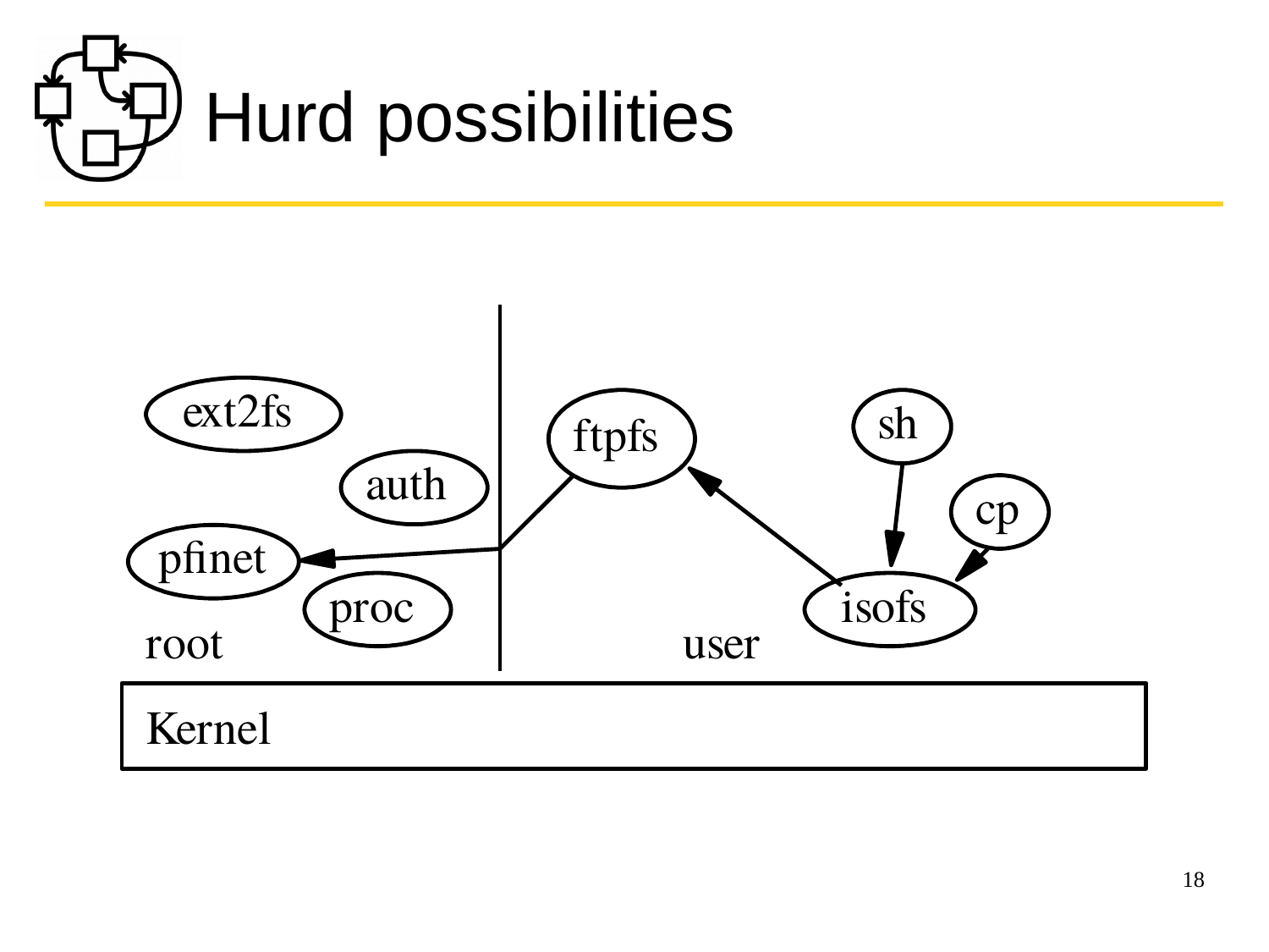# Hurd possibilities

ext2fs

auth

pfinet

proc

root

ftpfs

sh

cp

isofs

user

Kernel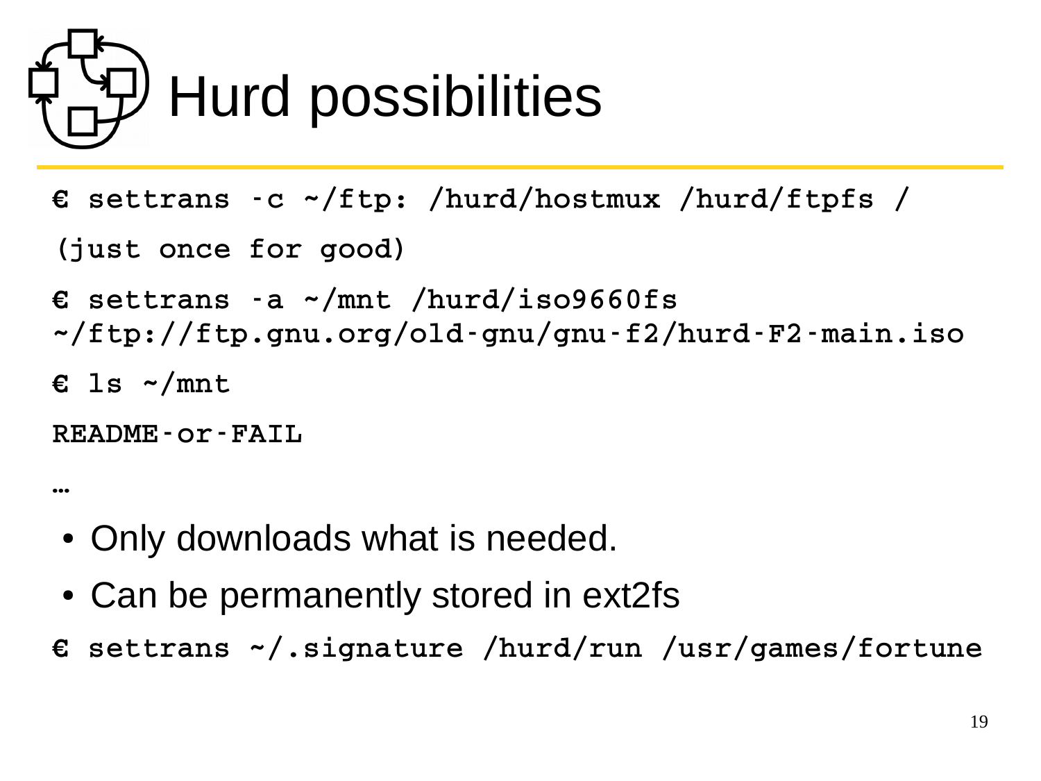# Hurd possibilities

```
€ settrans -c ~/ftp: /hurd/hostmux /hurd/ftpfs /
(just once for good)
€ settrans -a ~/mnt /hurd/iso9660fs
~/ftp://ftp.gnu.org/old-gnu/gnu-f2/hurd-F2-main.iso
€ ls ~/mnt
README-or-FAIL
…
```

- Only downloads what is needed.
- Can be permanently stored in ext2fs

```
€ settrans ~/.signature /hurd/run /usr/games/fortune
```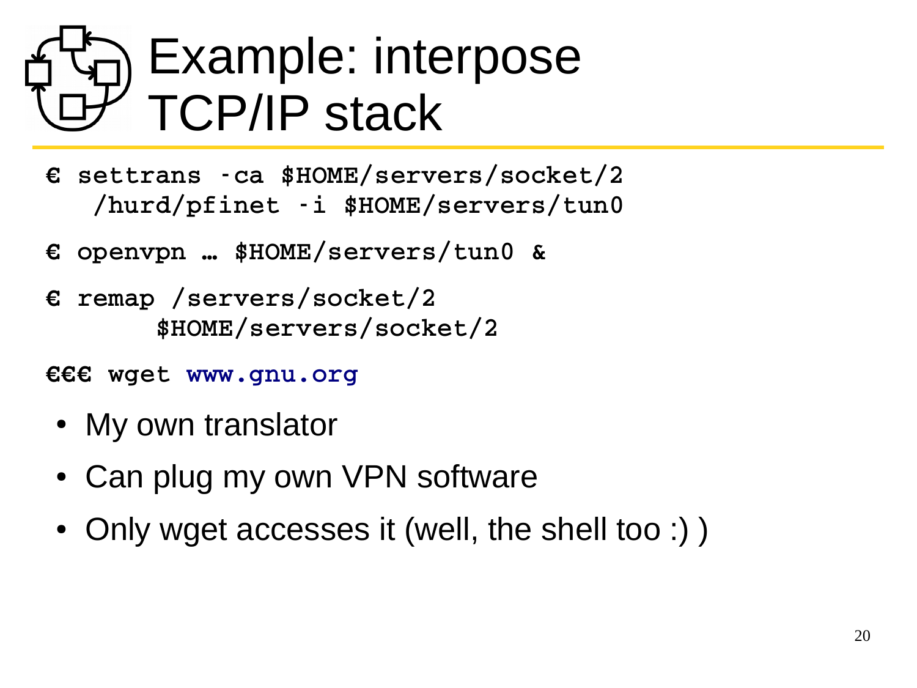# Example: interpose TCP/IP stack

```
€ settrans -ca $HOME/servers/socket/2
   /hurd/pfinet -i $HOME/servers/tun0

€ openvpn … $HOME/servers/tun0 &

€ remap /servers/socket/2
        $HOME/servers/socket/2

€€€ wget www.gnu.org
```

- My own translator
- Can plug my own VPN software
- Only wget accesses it (well, the shell too :) )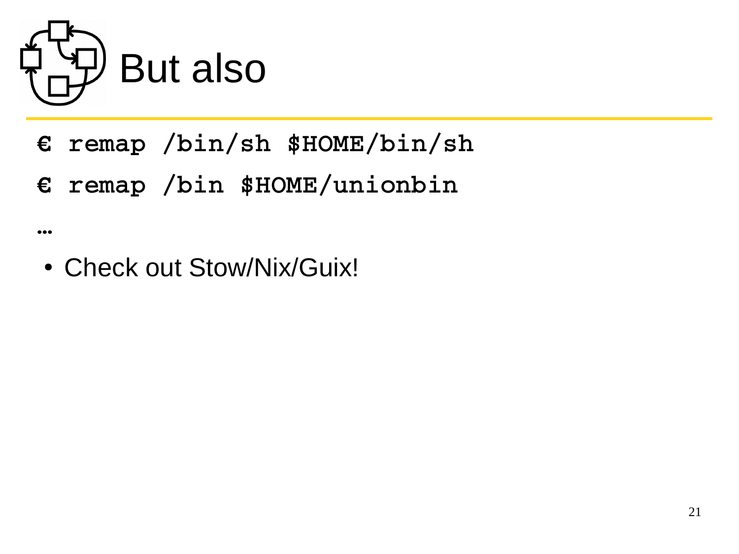# But also

```
€ remap /bin/sh $HOME/bin/sh
€ remap /bin $HOME/unionbin
…
```

- Check out Stow/Nix/Guix!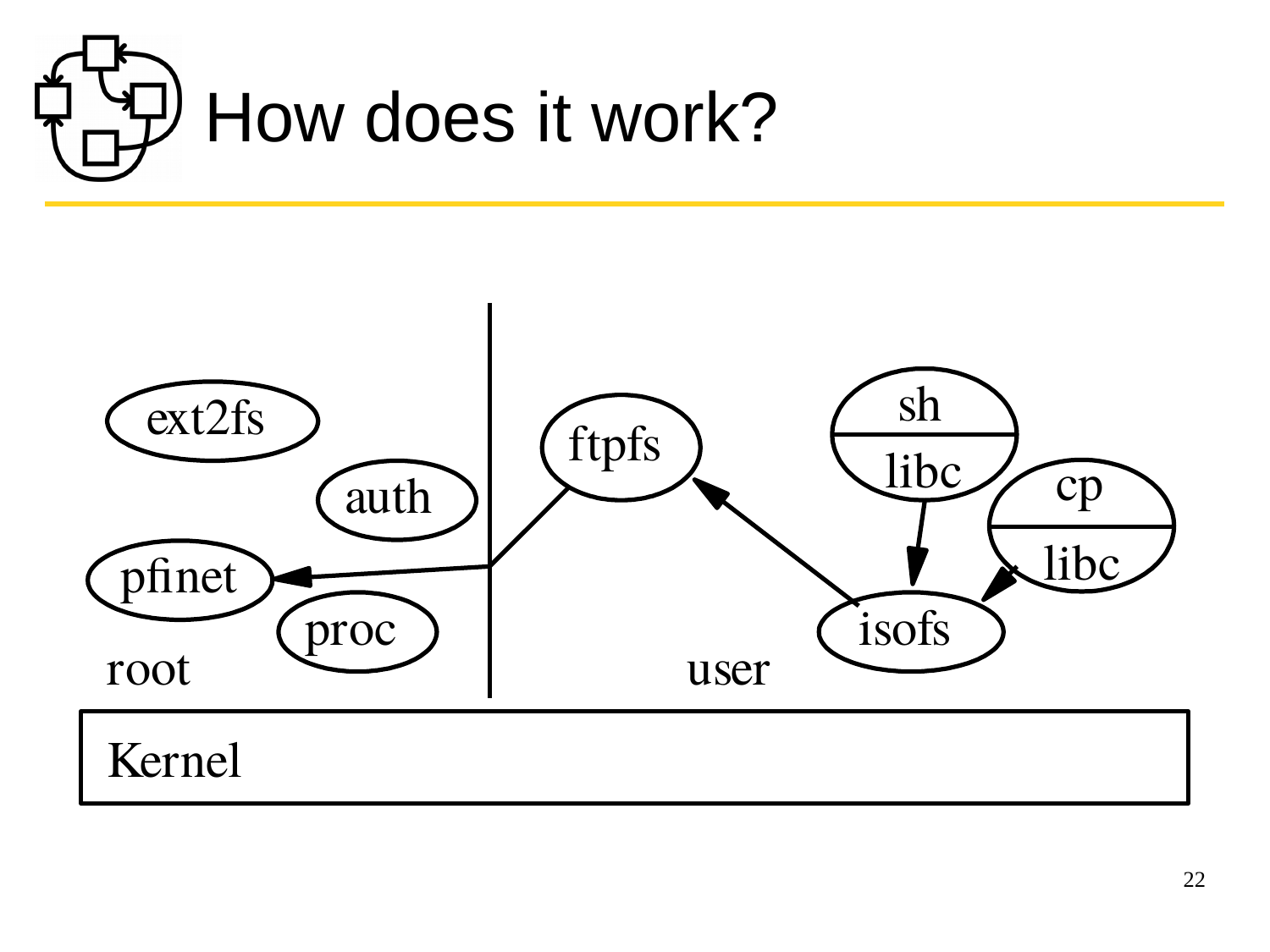# How does it work?

ext2fs

auth

pfinet

proc

root

ftpfs

user

sh

libc

cp

libc

isofs

Kernel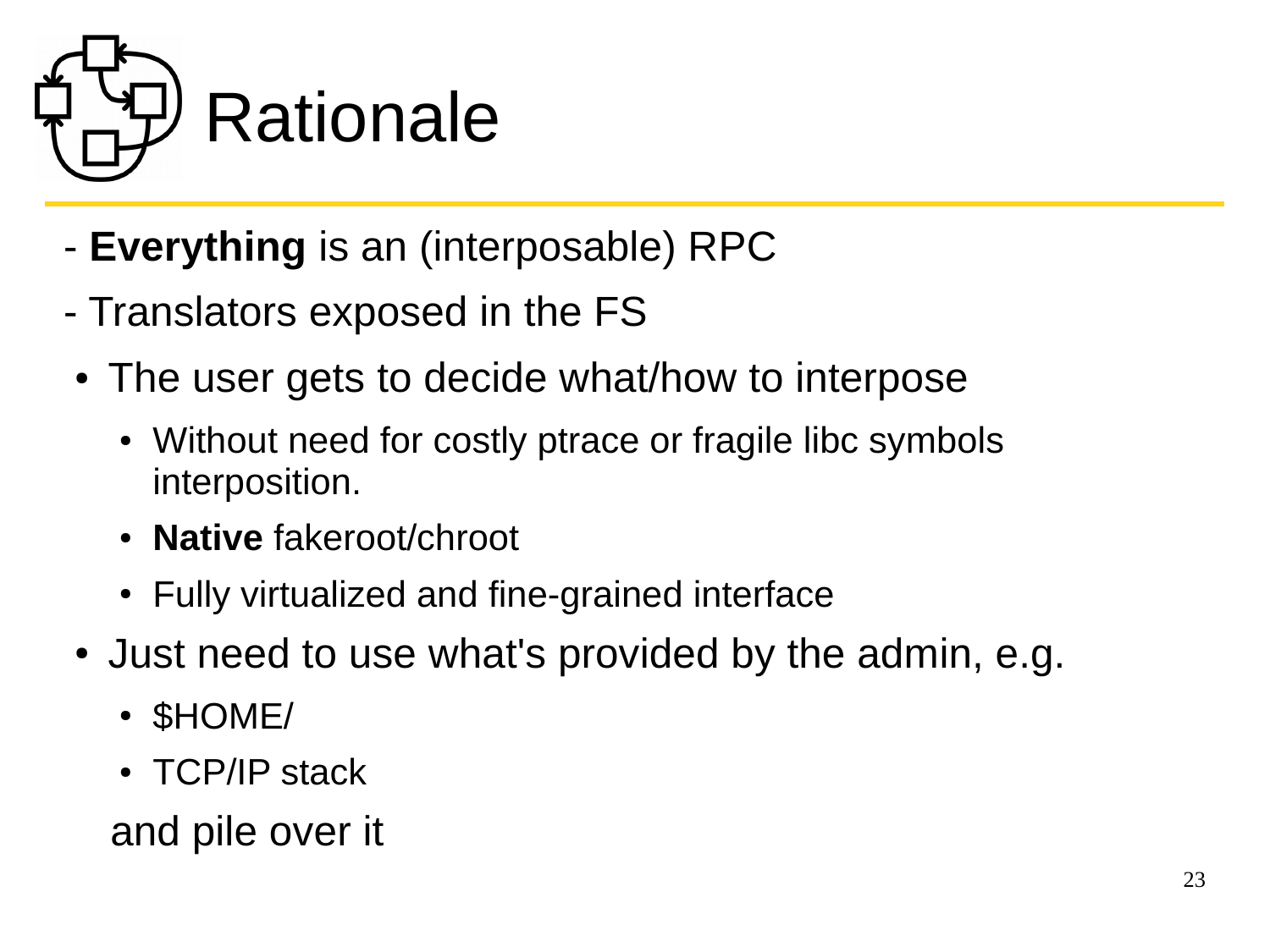# Rationale

- **Everything** is an (interposable) RPC
- Translators exposed in the FS
  - The user gets to decide what/how to interpose
    - Without need for costly ptrace or fragile libc symbols interposition.
    - **Native** fakeroot/chroot
    - Fully virtualized and fine-grained interface
  - Just need to use what's provided by the admin, e.g.
    - $HOME/
    - TCP/IP stack

    and pile over it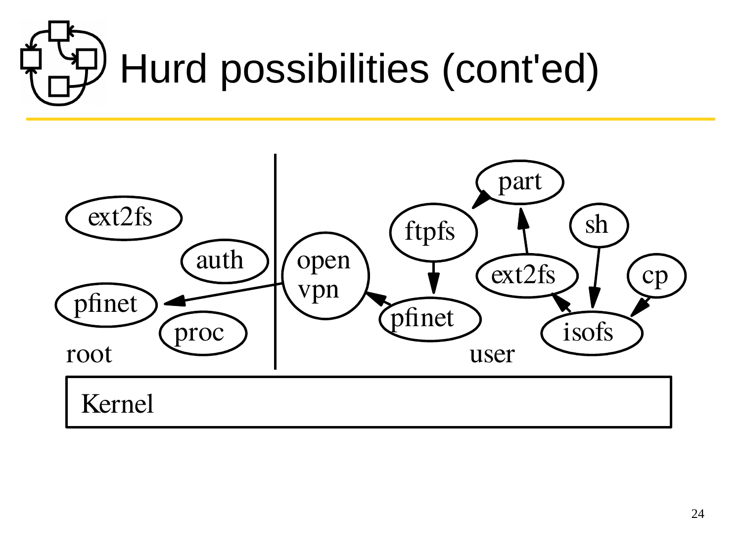# Hurd possibilities (cont'ed)

ext2fs

auth

pfinet

proc

root

open vpn

ftpfs

pfinet

part

ext2fs

sh

cp

isofs

user

Kernel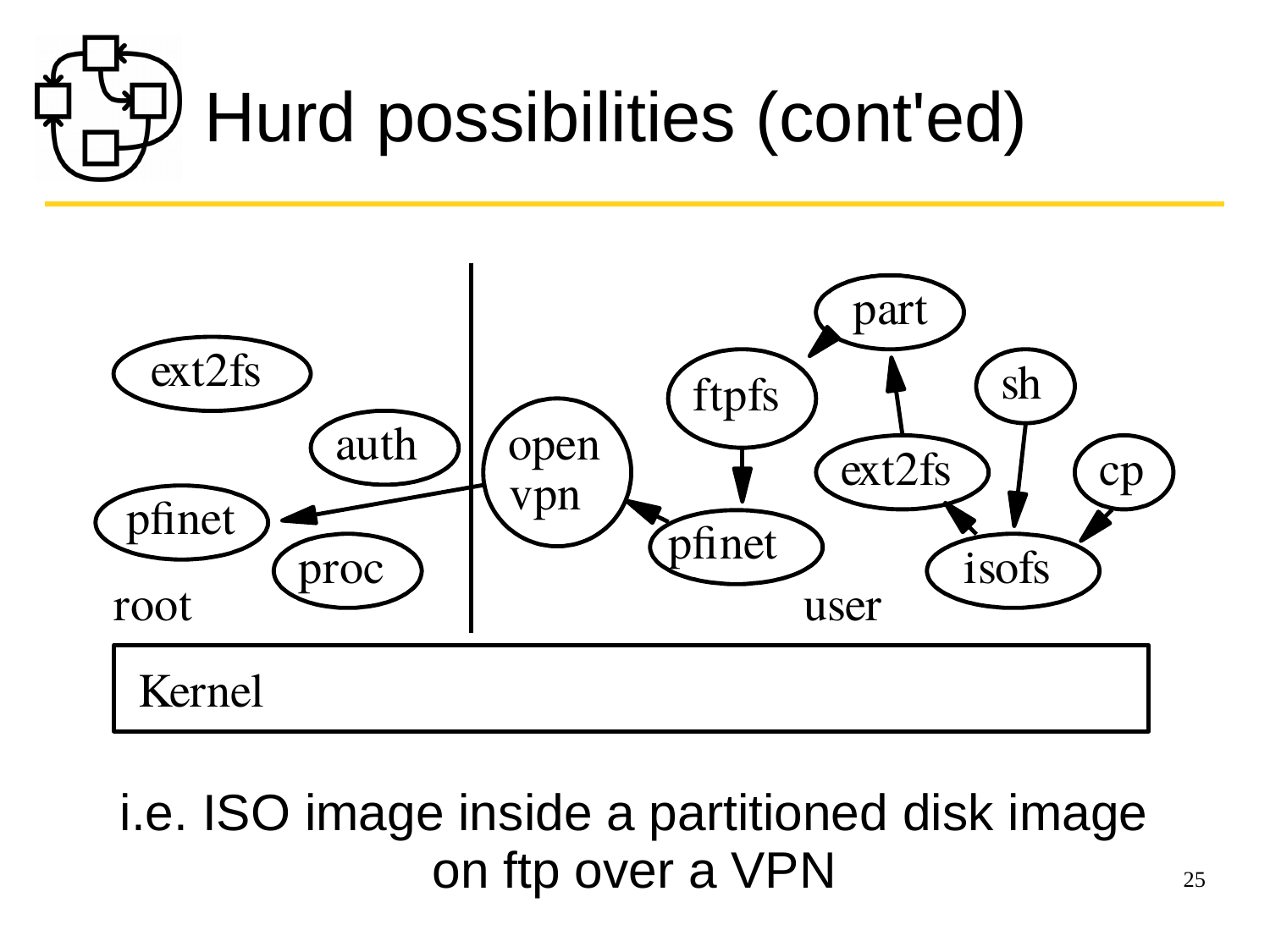# Hurd possibilities (cont'ed)

ext2fs

auth

pfinet

proc

root

open vpn

ftpfs

pfinet

part

ext2fs

sh

cp

isofs

user

Kernel

i.e. ISO image inside a partitioned disk image on ftp over a VPN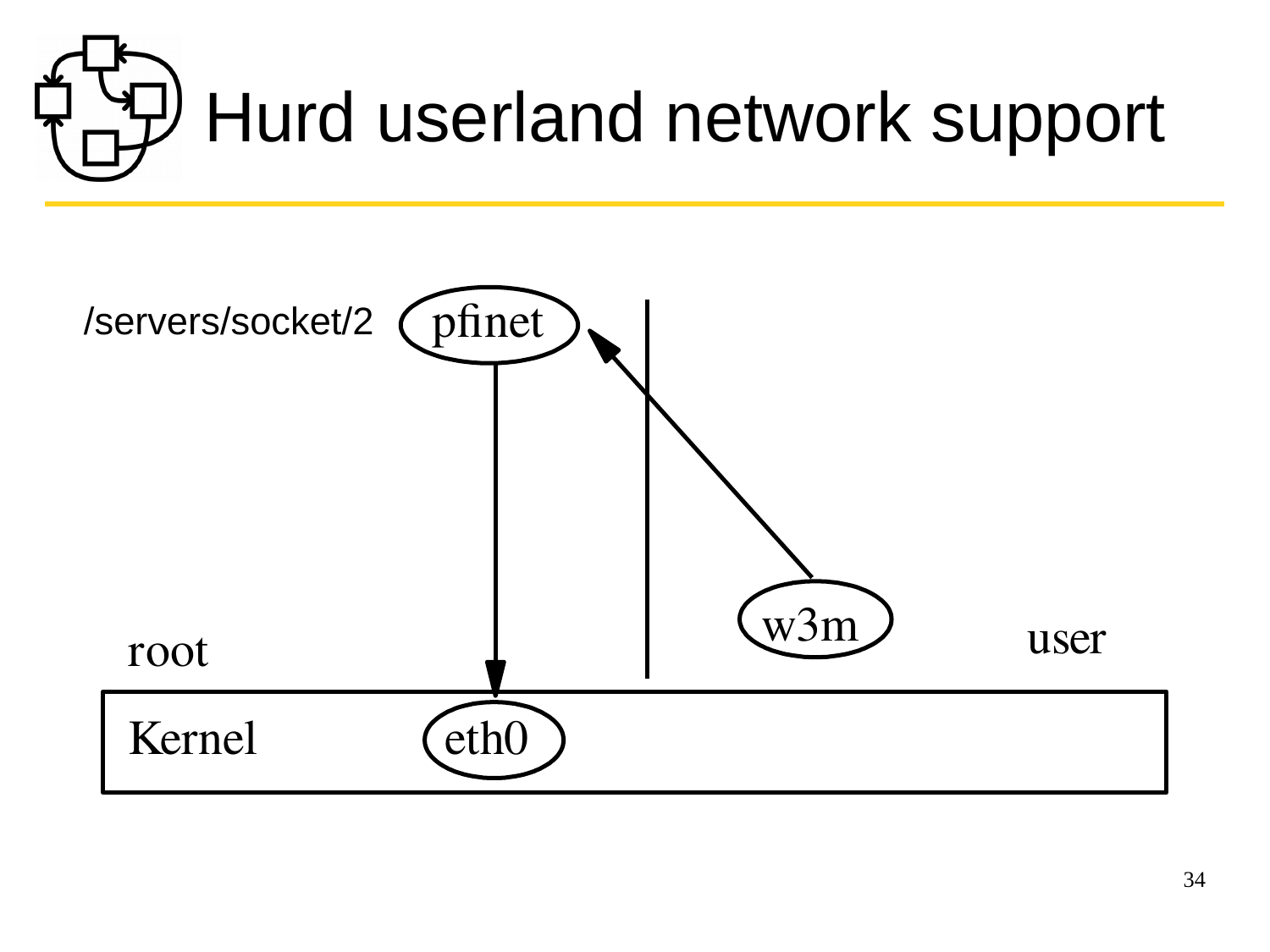# Hurd userland network support

/servers/socket/2

pfinet

w3m

root

user

Kernel

eth0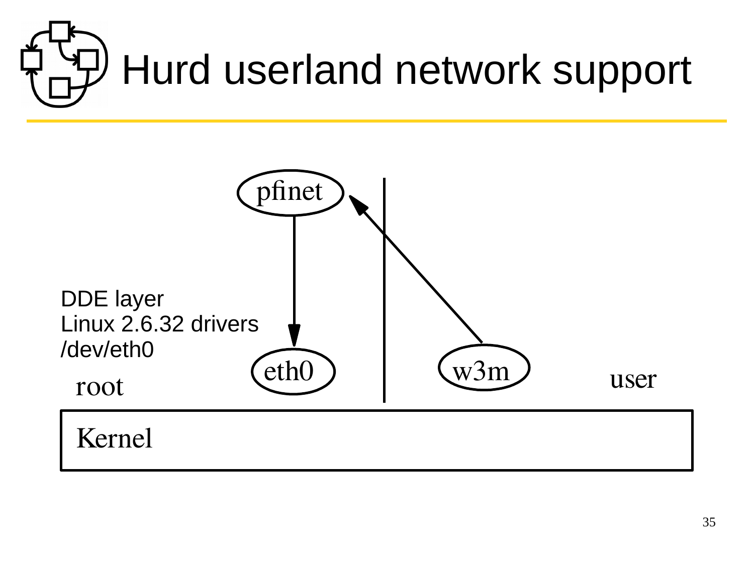# Hurd userland network support

pfinet

DDE layer
Linux 2.6.32 drivers
/dev/eth0

eth0

w3m

root

user

Kernel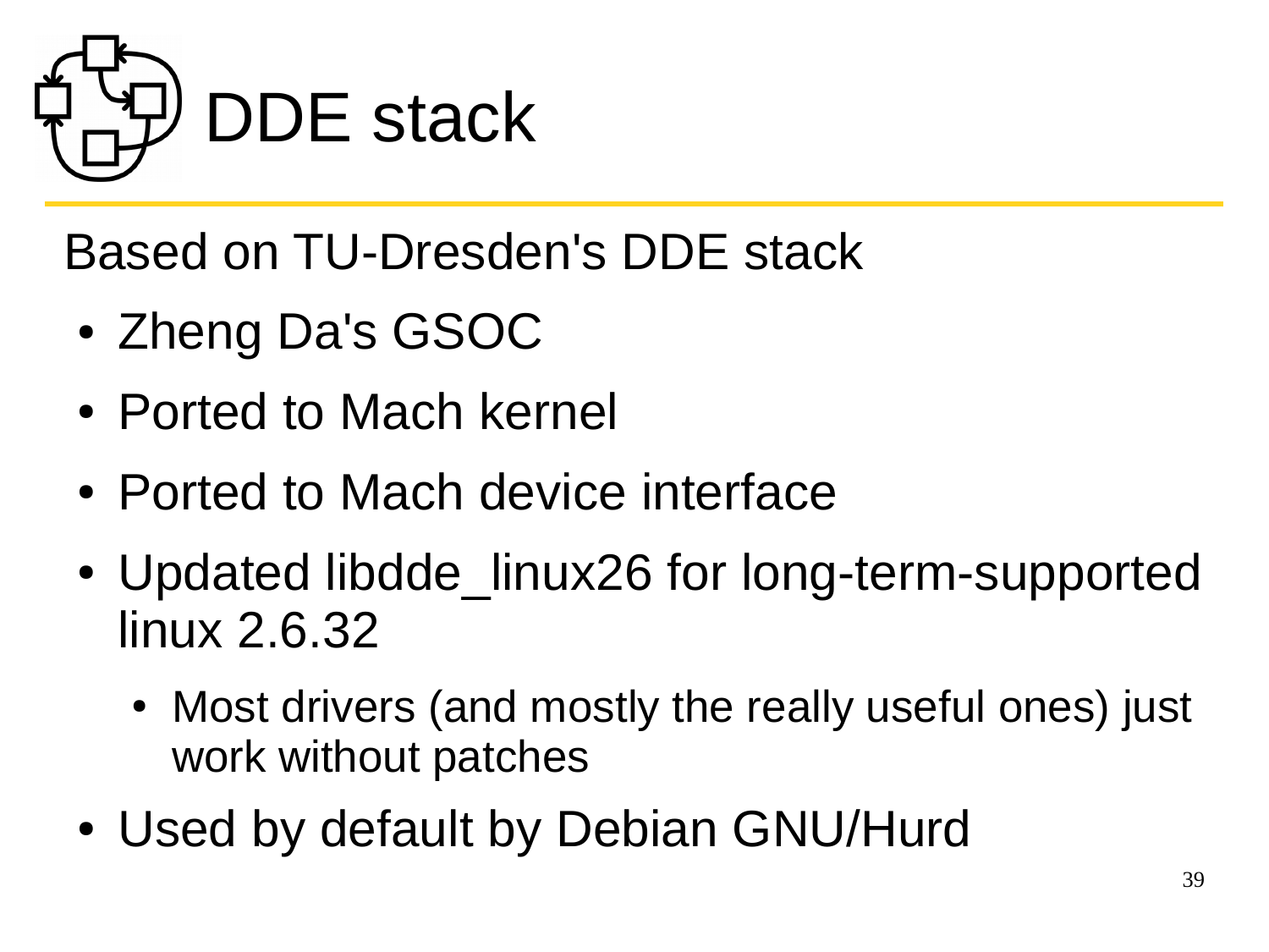# DDE stack

Based on TU-Dresden's DDE stack

- Zheng Da's GSOC
- Ported to Mach kernel
- Ported to Mach device interface
- Updated libdde_linux26 for long-term-supported linux 2.6.32
  - Most drivers (and mostly the really useful ones) just work without patches
- Used by default by Debian GNU/Hurd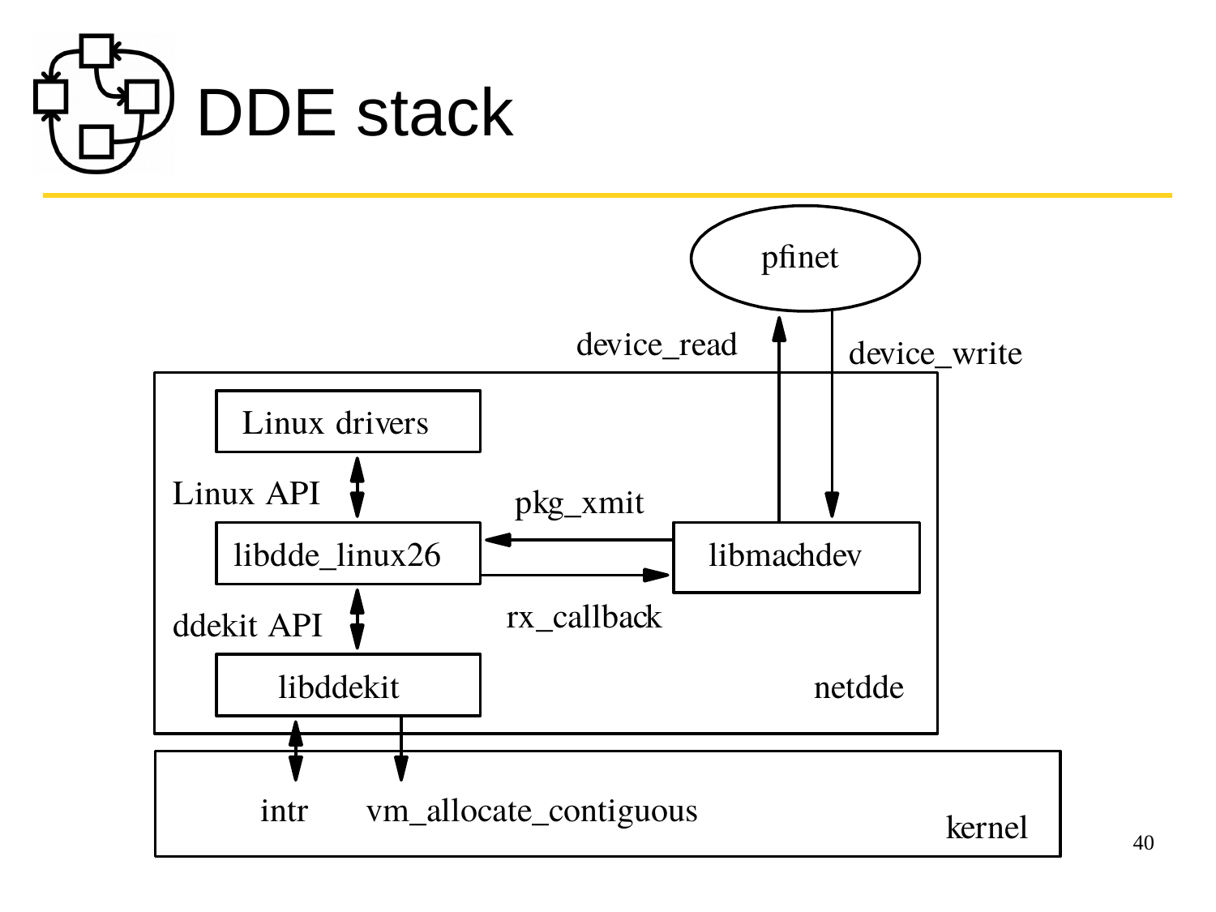# DDE stack

pfinet

device_read

device_write

Linux drivers

Linux API

pkg_xmit

libdde_linux26

libmachdev

ddekit API

rx_callback

libddekit

netdde

intr

vm_allocate_contiguous

kernel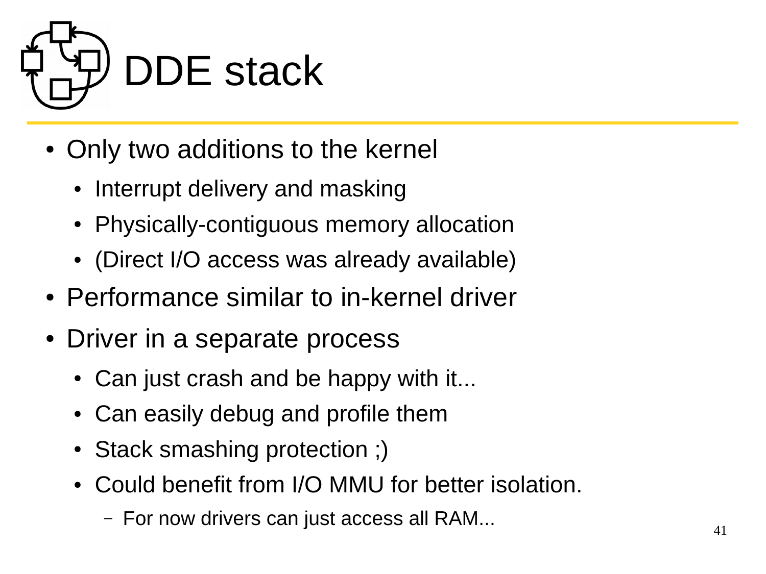# DDE stack

- Only two additions to the kernel
  - Interrupt delivery and masking
  - Physically-contiguous memory allocation
  - (Direct I/O access was already available)
- Performance similar to in-kernel driver
- Driver in a separate process
  - Can just crash and be happy with it...
  - Can easily debug and profile them
  - Stack smashing protection ;)
  - Could benefit from I/O MMU for better isolation.
    - For now drivers can just access all RAM...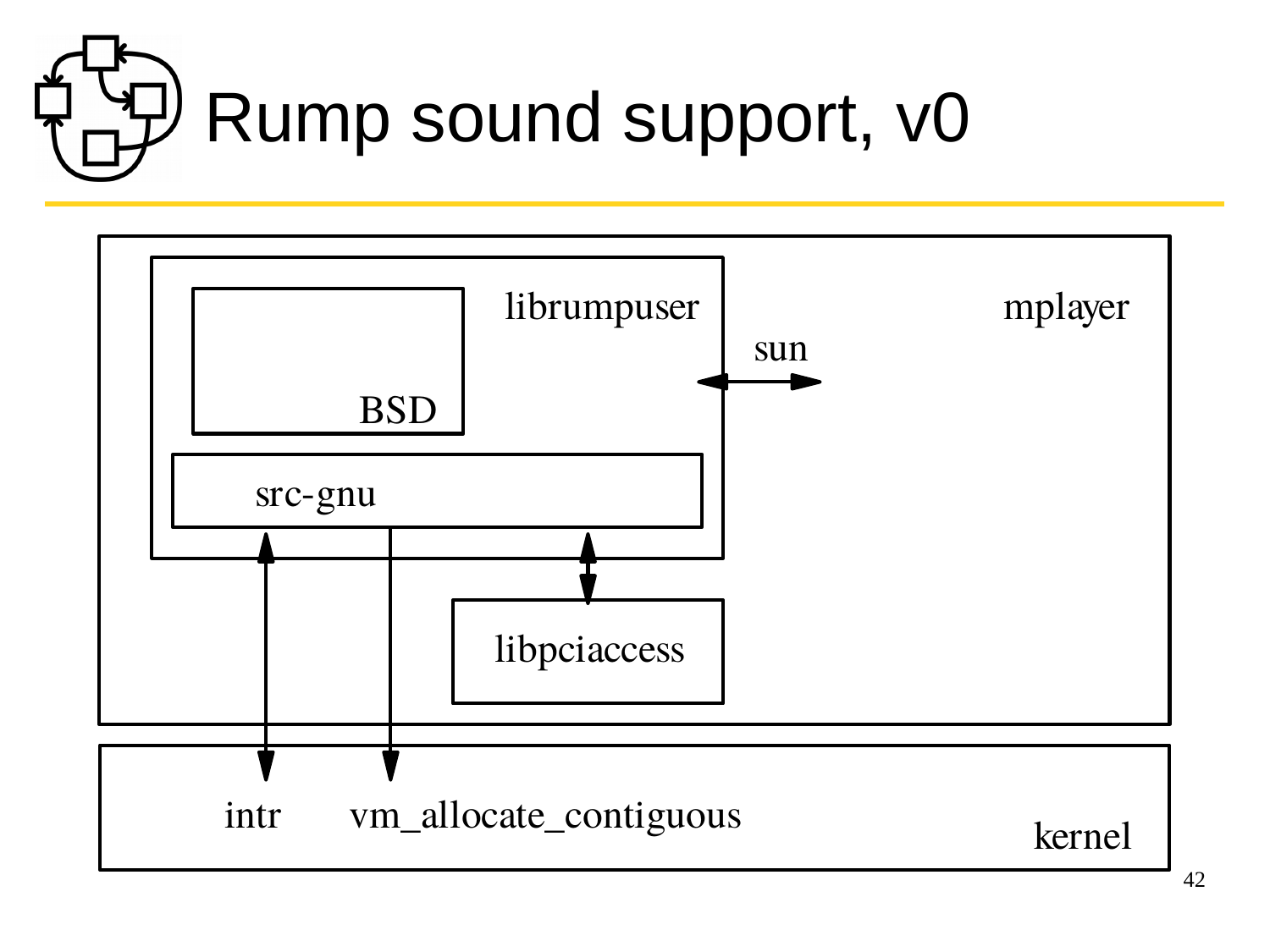# Rump sound support, v0

librumpuser

BSD

sun

mplayer

src-gnu

libpciaccess

intr

vm_allocate_contiguous

kernel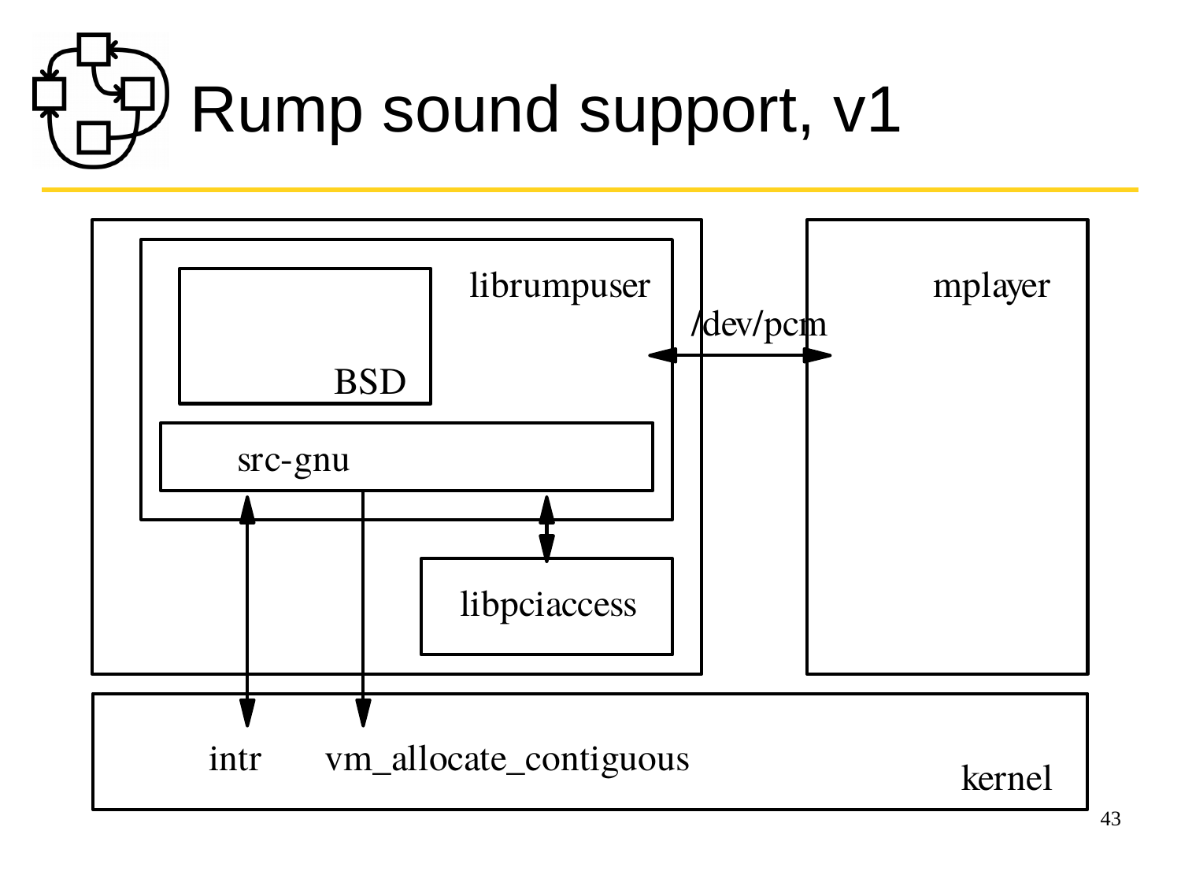# Rump sound support, v1

librumpuser

BSD

src-gnu

libpciaccess

/dev/pcm

mplayer

intr

vm_allocate_contiguous

kernel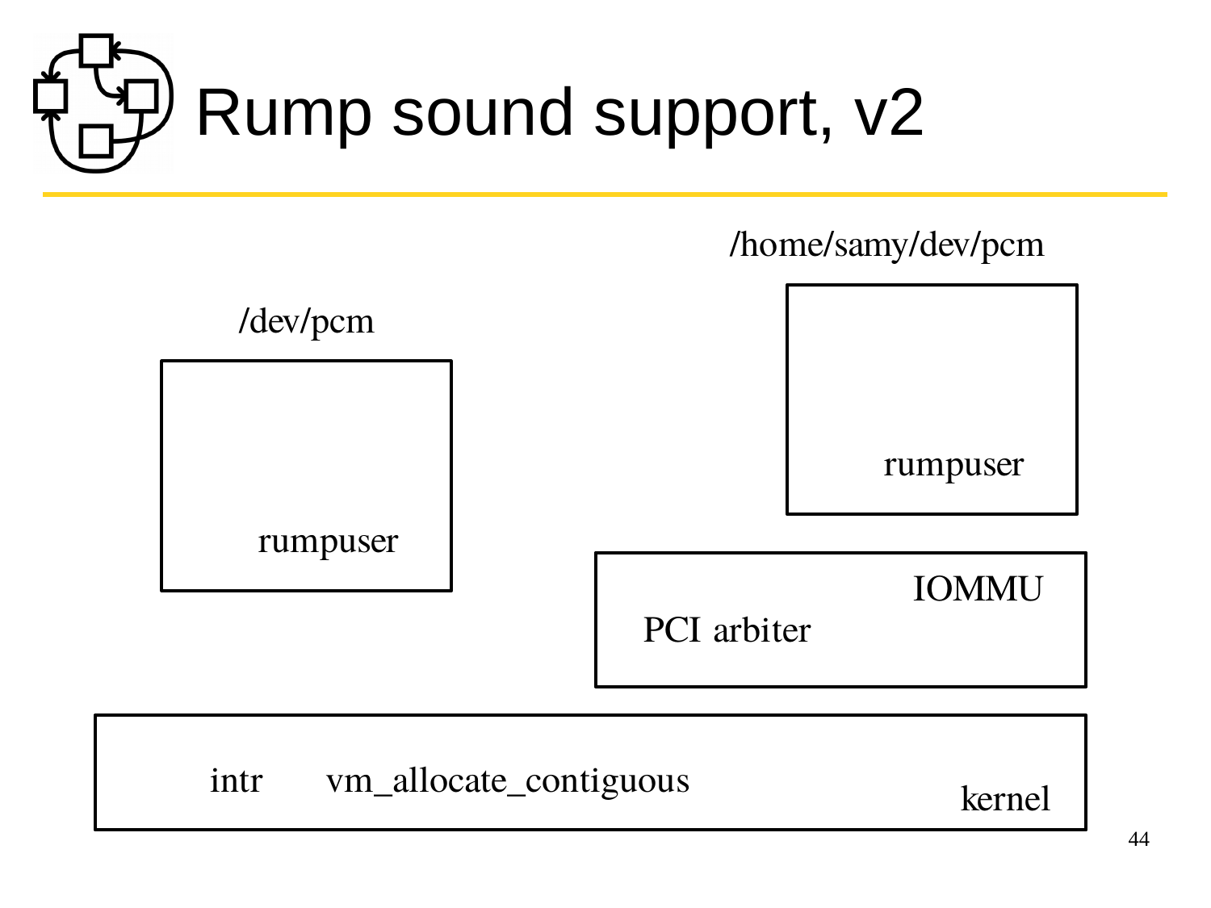# Rump sound support, v2

/home/samy/dev/pcm

/dev/pcm

rumpuser

rumpuser

IOMMU

PCI arbiter

intr vm_allocate_contiguous

kernel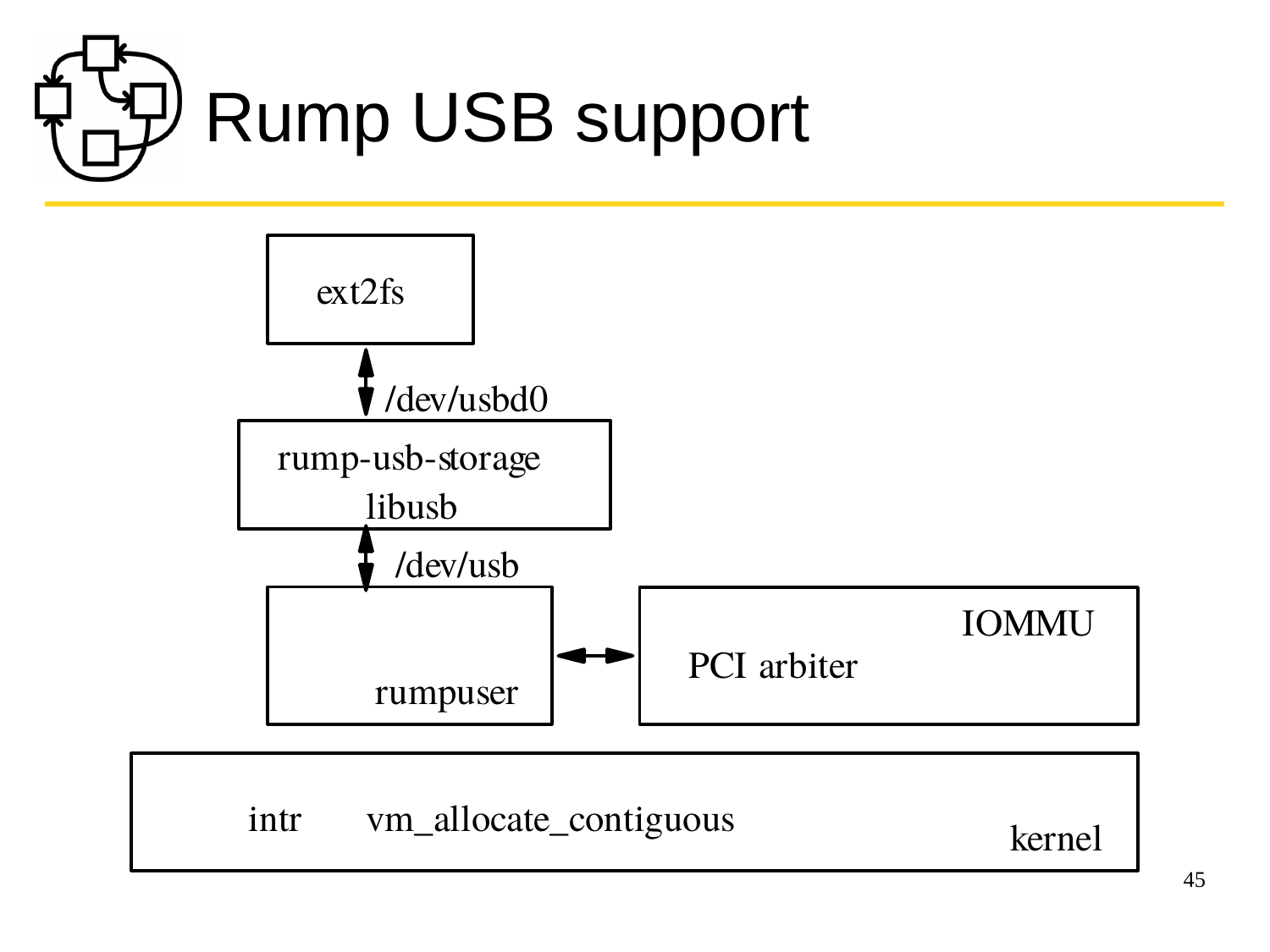# Rump USB support

ext2fs

/dev/usbd0

rump-usb-storage

libusb

/dev/usb

rumpuser

IOMMU

PCI arbiter

intr

vm_allocate_contiguous

kernel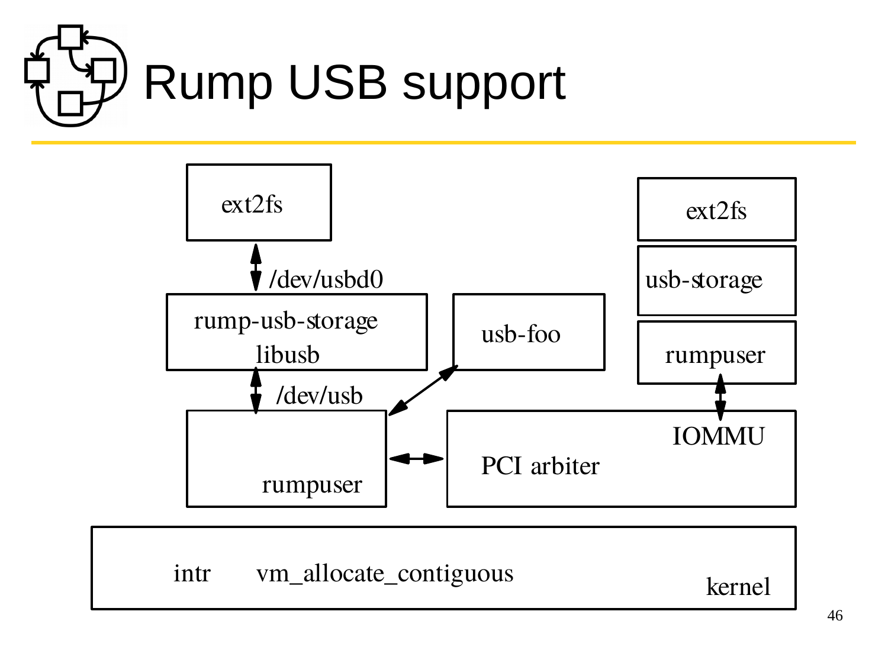# Rump USB support

ext2fs

/dev/usbd0

rump-usb-storage
libusb

usb-foo

/dev/usb

rumpuser

PCI arbiter

IOMMU

ext2fs

usb-storage

rumpuser

intr vm_allocate_contiguous

kernel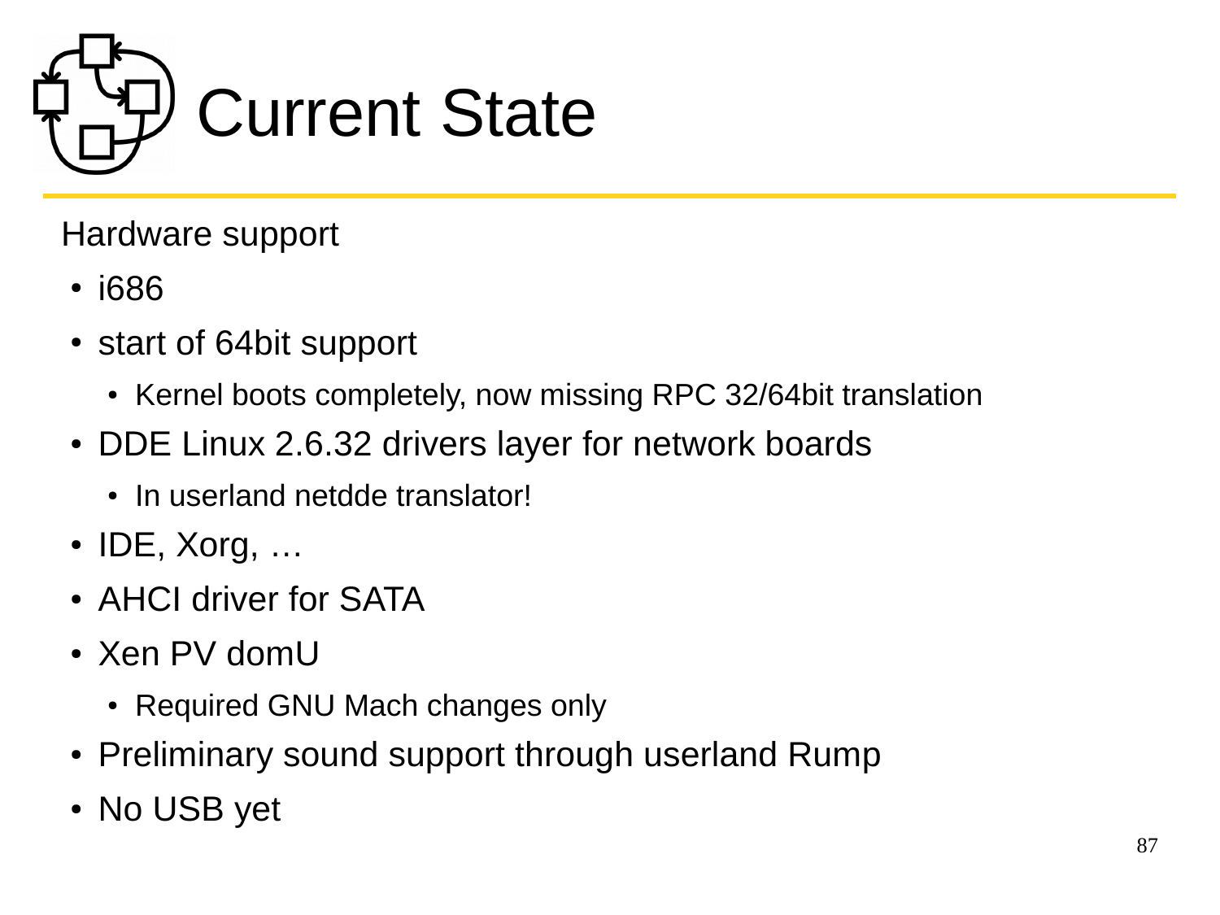# Current State

Hardware support

- i686
- start of 64bit support
  - Kernel boots completely, now missing RPC 32/64bit translation
- DDE Linux 2.6.32 drivers layer for network boards
  - In userland netdde translator!
- IDE, Xorg, …
- AHCI driver for SATA
- Xen PV domU
  - Required GNU Mach changes only
- Preliminary sound support through userland Rump
- No USB yet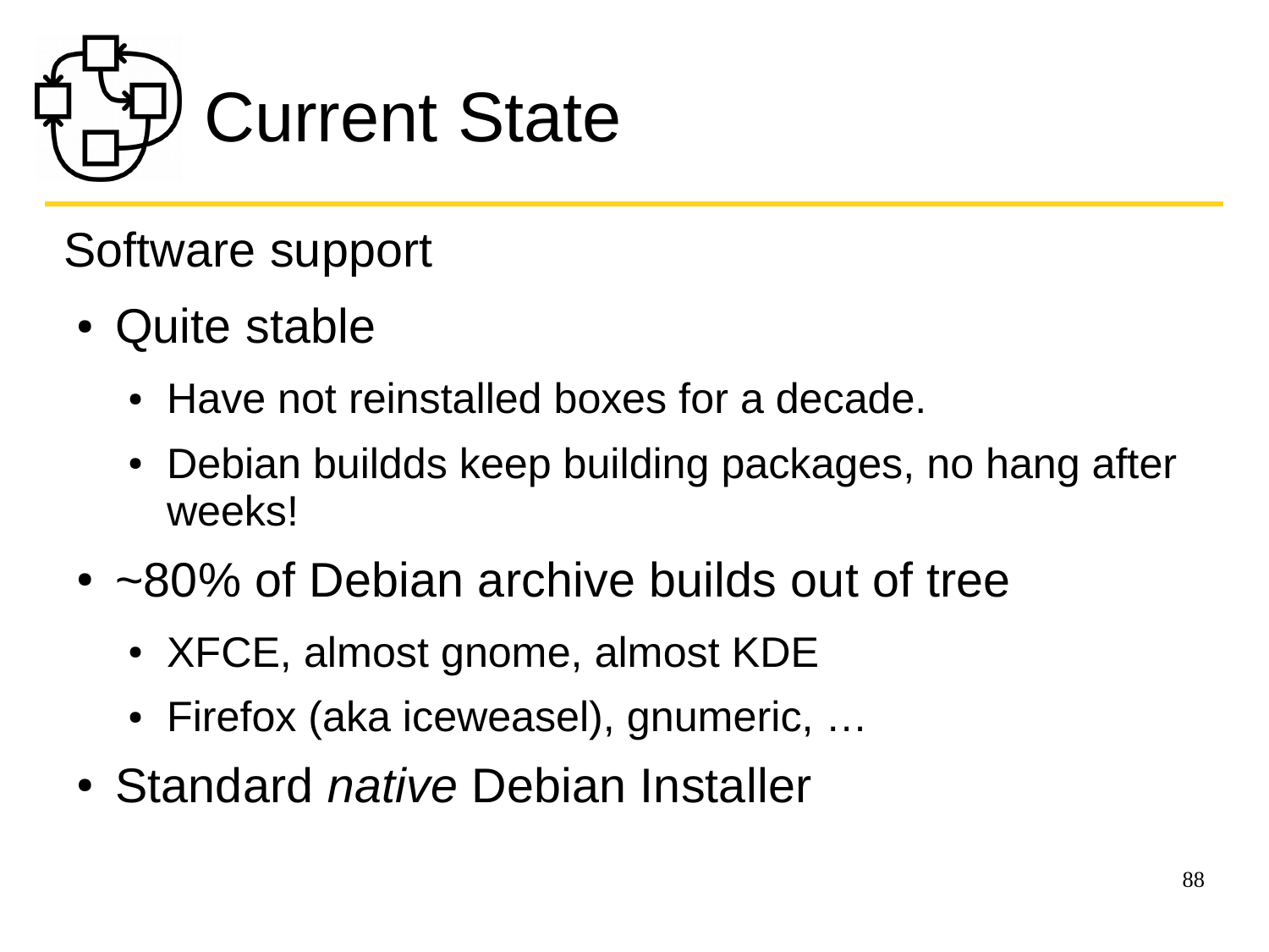# Current State

## Software support

- Quite stable
  - Have not reinstalled boxes for a decade.
  - Debian buildds keep building packages, no hang after weeks!
- ~80% of Debian archive builds out of tree
  - XFCE, almost gnome, almost KDE
  - Firefox (aka iceweasel), gnumeric, …
- Standard *native* Debian Installer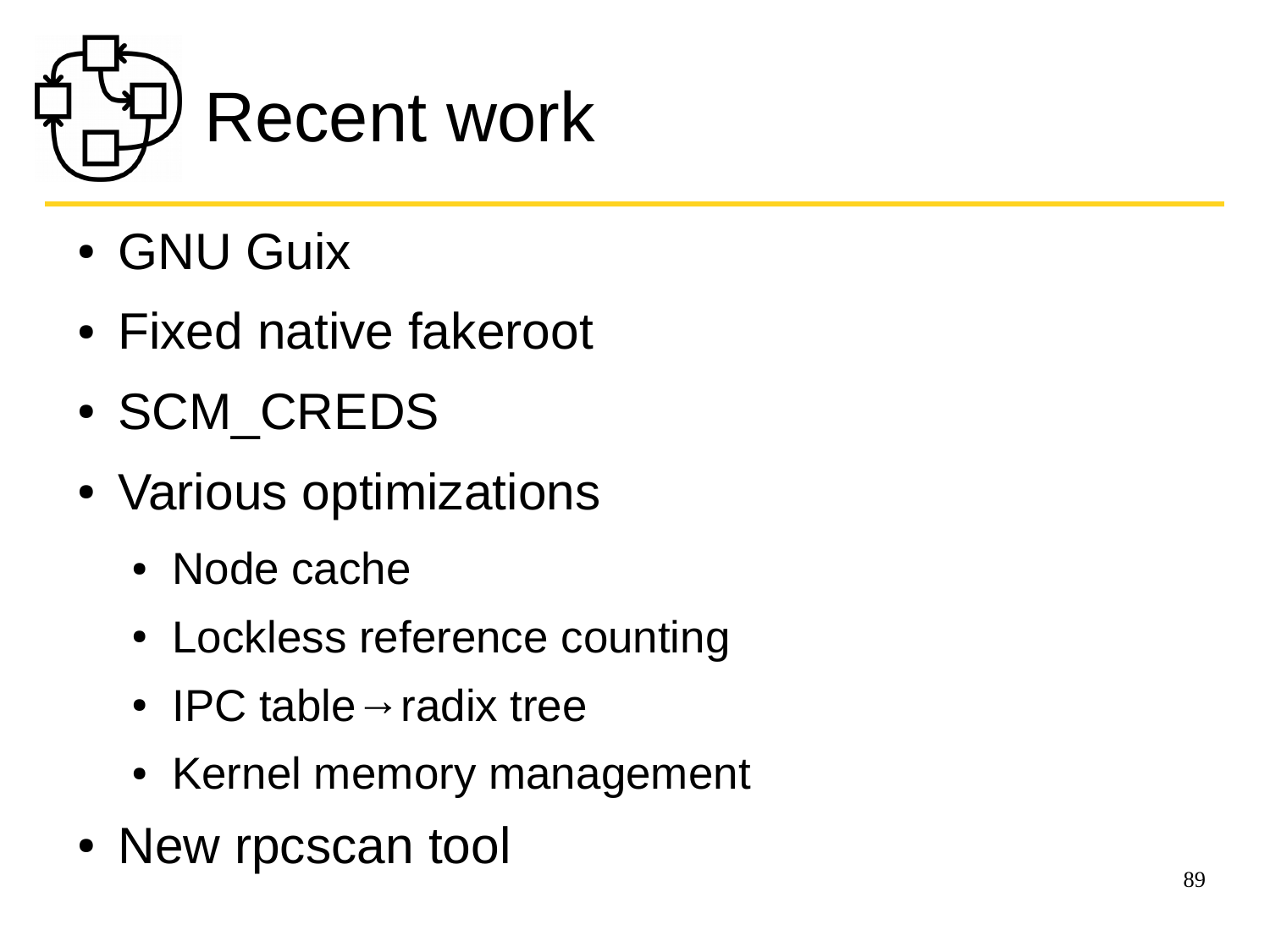# Recent work

- GNU Guix
- Fixed native fakeroot
- SCM_CREDS
- Various optimizations
  - Node cache
  - Lockless reference counting
  - IPC table→radix tree
  - Kernel memory management
- New rpcscan tool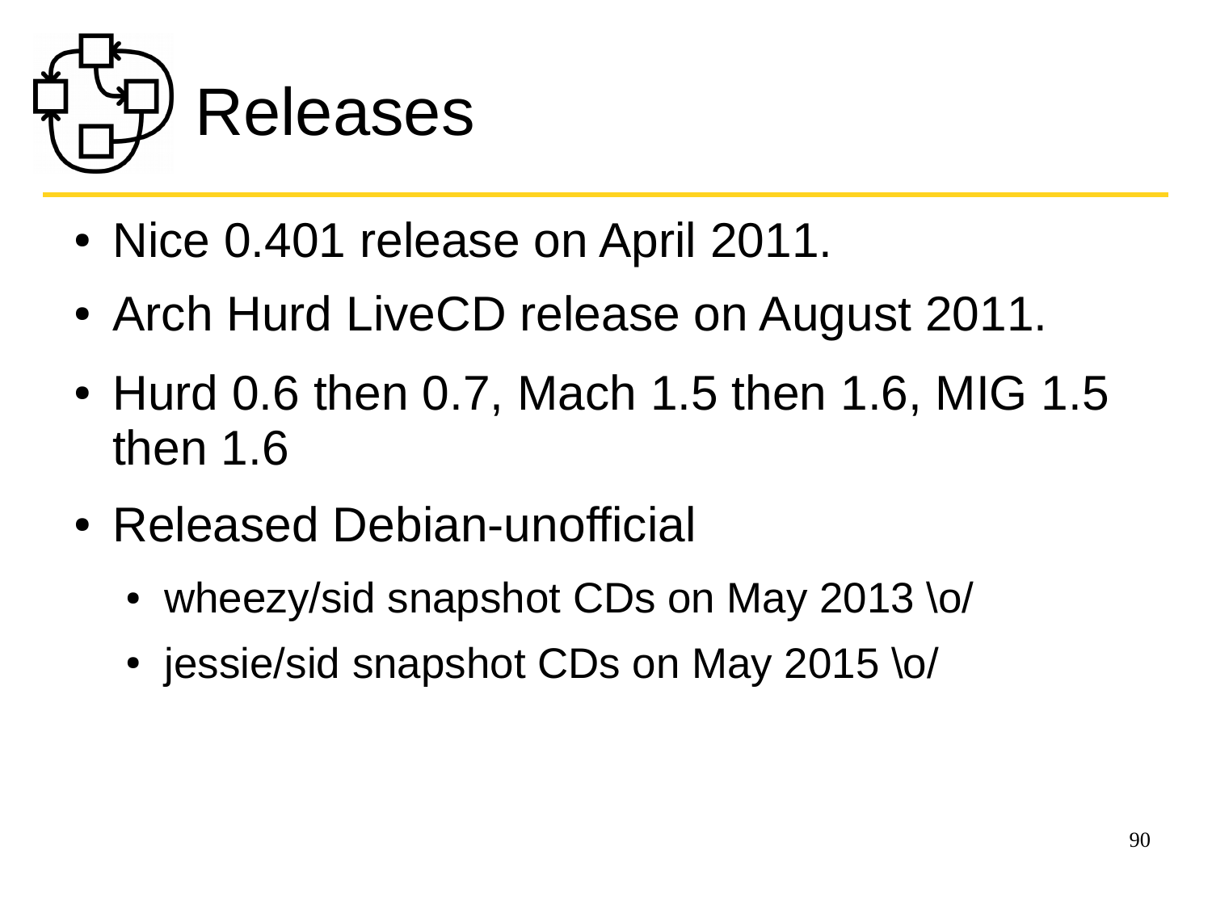# Releases

- Nice 0.401 release on April 2011.
- Arch Hurd LiveCD release on August 2011.
- Hurd 0.6 then 0.7, Mach 1.5 then 1.6, MIG 1.5 then 1.6
- Released Debian-unofficial
  - wheezy/sid snapshot CDs on May 2013 \o/
  - jessie/sid snapshot CDs on May 2015 \o/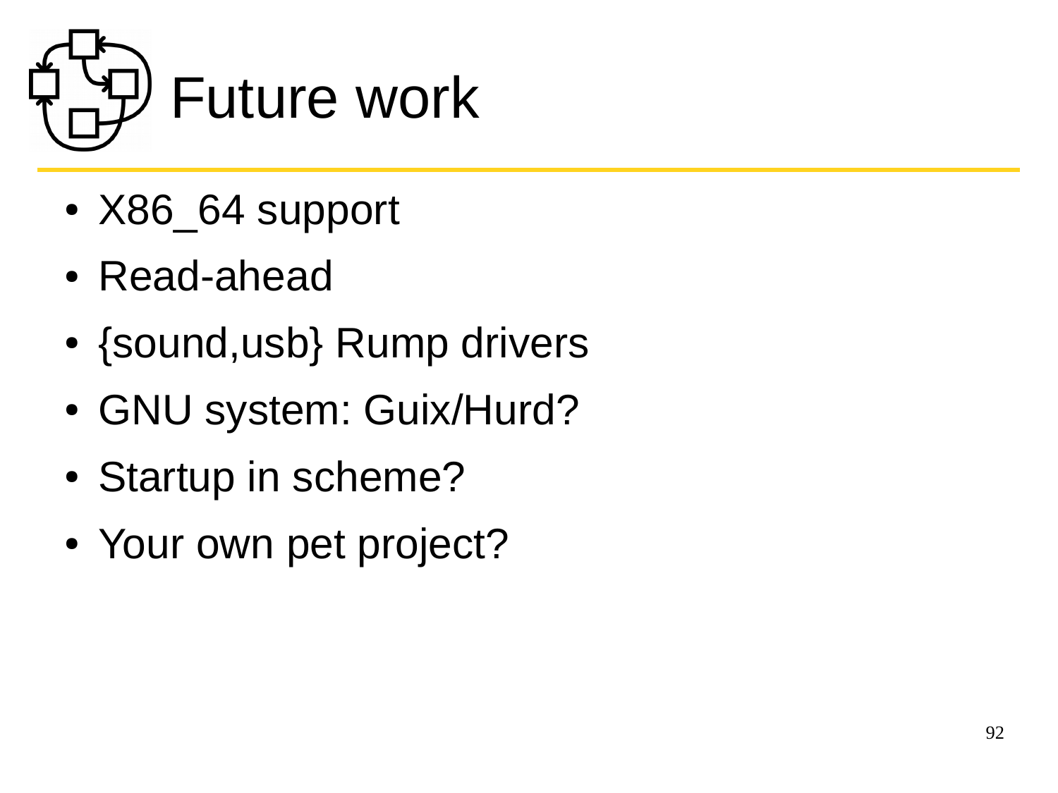# Future work

- X86_64 support
- Read-ahead
- {sound,usb} Rump drivers
- GNU system: Guix/Hurd?
- Startup in scheme?
- Your own pet project?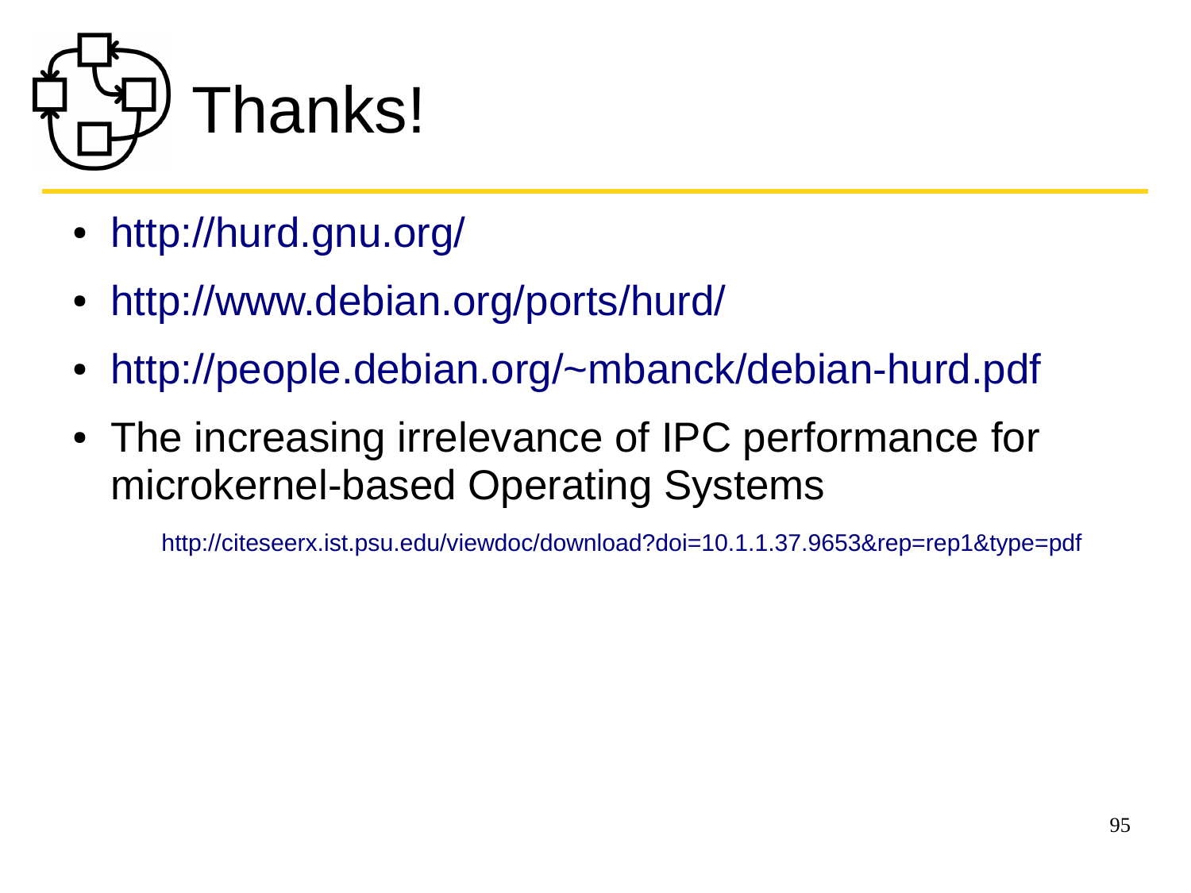# Thanks!

- http://hurd.gnu.org/
- http://www.debian.org/ports/hurd/
- http://people.debian.org/~mbanck/debian-hurd.pdf
- The increasing irrelevance of IPC performance for microkernel-based Operating Systems

  http://citeseerx.ist.psu.edu/viewdoc/download?doi=10.1.1.37.9653&rep=rep1&type=pdf